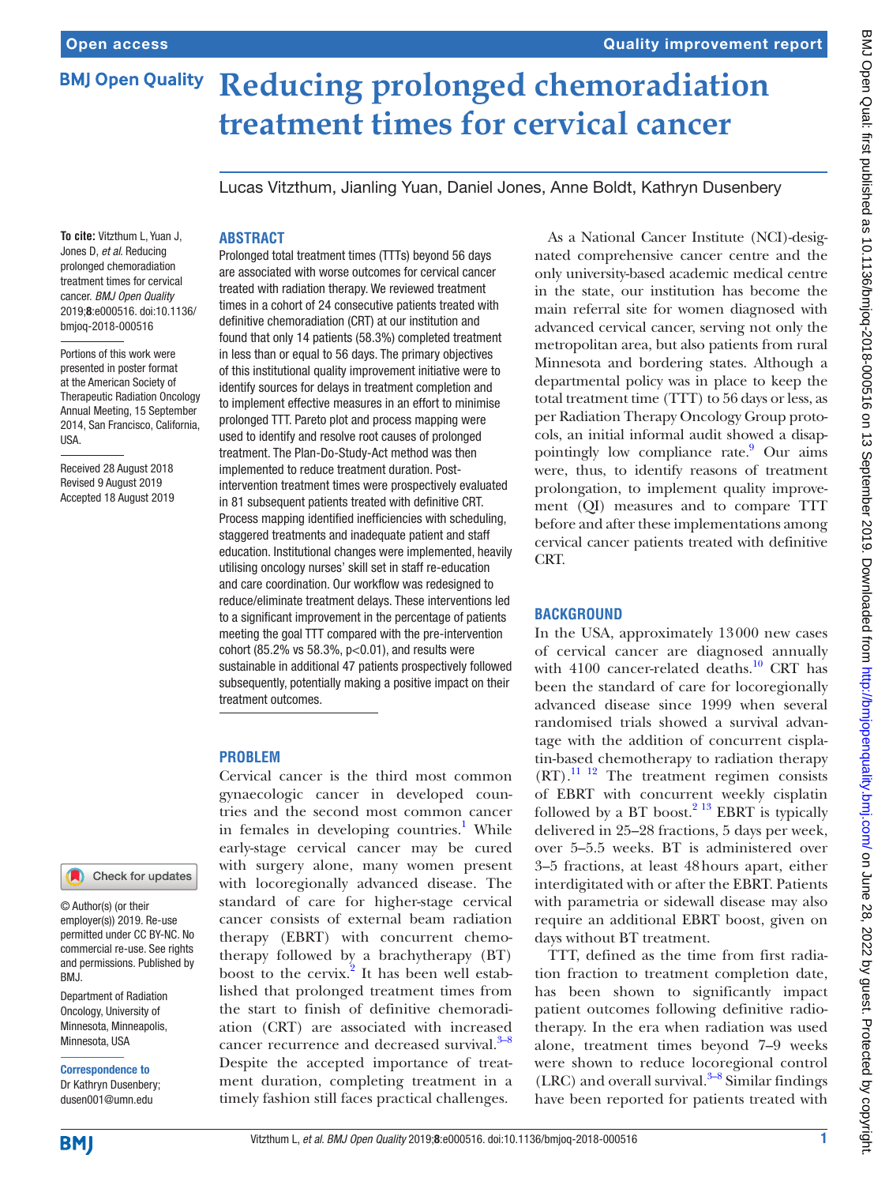# Reducing prolonged chemoradiation treatment times for cervical cancer

Lucas Vitzthum, Jianling Yuan, Daniel Jones, Anne Boldt, Kathryn Dusenbery

**To cite:** Vitzthum L, Yuan J, Jones D, *et al*. Reducing prolonged chemoradiation treatment times for cervical cancer. *BMJ Open Quality* 2019;**8**:e000516. doi:10.1136/bmjoq-2018-000516

Portions of this work were presented in poster format at the American Society of Therapeutic Radiation Oncology Annual Meeting, 15 September 2014, San Francisco, California, USA.

Received 28 August 2018
Revised 9 August 2019
Accepted 18 August 2019

© Author(s) (or their employer(s)) 2019. Re-use permitted under CC BY-NC. No commercial re-use. See rights and permissions. Published by BMJ.

Department of Radiation Oncology, University of Minnesota, Minneapolis, Minnesota, USA

**Correspondence to**
Dr Kathryn Dusenbery; dusen001@umn.edu

## ABSTRACT

Prolonged total treatment times (TTTs) beyond 56 days are associated with worse outcomes for cervical cancer treated with radiation therapy. We reviewed treatment times in a cohort of 24 consecutive patients treated with definitive chemoradiation (CRT) at our institution and found that only 14 patients (58.3%) completed treatment in less than or equal to 56 days. The primary objectives of this institutional quality improvement initiative were to identify sources for delays in treatment completion and to implement effective measures in an effort to minimise prolonged TTT. Pareto plot and process mapping were used to identify and resolve root causes of prolonged treatment. The Plan-Do-Study-Act method was then implemented to reduce treatment duration. Post-intervention treatment times were prospectively evaluated in 81 subsequent patients treated with definitive CRT. Process mapping identified inefficiencies with scheduling, staggered treatments and inadequate patient and staff education. Institutional changes were implemented, heavily utilising oncology nurses' skill set in staff re-education and care coordination. Our workflow was redesigned to reduce/eliminate treatment delays. These interventions led to a significant improvement in the percentage of patients meeting the goal TTT compared with the pre-intervention cohort (85.2% vs 58.3%, p<0.01), and results were sustainable in additional 47 patients prospectively followed subsequently, potentially making a positive impact on their treatment outcomes.

## PROBLEM

Cervical cancer is the third most common gynaecologic cancer in developed countries and the second most common cancer in females in developing countries.[1] While early-stage cervical cancer may be cured with surgery alone, many women present with locoregionally advanced disease. The standard of care for higher-stage cervical cancer consists of external beam radiation therapy (EBRT) with concurrent chemotherapy followed by a brachytherapy (BT) boost to the cervix.[2] It has been well established that prolonged treatment times from the start to finish of definitive chemoradiation (CRT) are associated with increased cancer recurrence and decreased survival.[3–8] Despite the accepted importance of treatment duration, completing treatment in a timely fashion still faces practical challenges.

As a National Cancer Institute (NCI)-designated comprehensive cancer centre and the only university-based academic medical centre in the state, our institution has become the main referral site for women diagnosed with advanced cervical cancer, serving not only the metropolitan area, but also patients from rural Minnesota and bordering states. Although a departmental policy was in place to keep the total treatment time (TTT) to 56 days or less, as per Radiation Therapy Oncology Group protocols, an initial informal audit showed a disappointingly low compliance rate.[9] Our aims were, thus, to identify reasons of treatment prolongation, to implement quality improvement (QI) measures and to compare TTT before and after these implementations among cervical cancer patients treated with definitive CRT.

## BACKGROUND

In the USA, approximately 13000 new cases of cervical cancer are diagnosed annually with 4100 cancer-related deaths.[10] CRT has been the standard of care for locoregionally advanced disease since 1999 when several randomised trials showed a survival advantage with the addition of concurrent cisplatin-based chemotherapy to radiation therapy (RT).[11 12] The treatment regimen consists of EBRT with concurrent weekly cisplatin followed by a BT boost.[2 13] EBRT is typically delivered in 25–28 fractions, 5 days per week, over 5–5.5 weeks. BT is administered over 3–5 fractions, at least 48 hours apart, either interdigitated with or after the EBRT. Patients with parametria or sidewall disease may also require an additional EBRT boost, given on days without BT treatment.

TTT, defined as the time from first radiation fraction to treatment completion date, has been shown to significantly impact patient outcomes following definitive radiotherapy. In the era when radiation was used alone, treatment times beyond 7–9 weeks were shown to reduce locoregional control (LRC) and overall survival.[3–8] Similar findings have been reported for patients treated with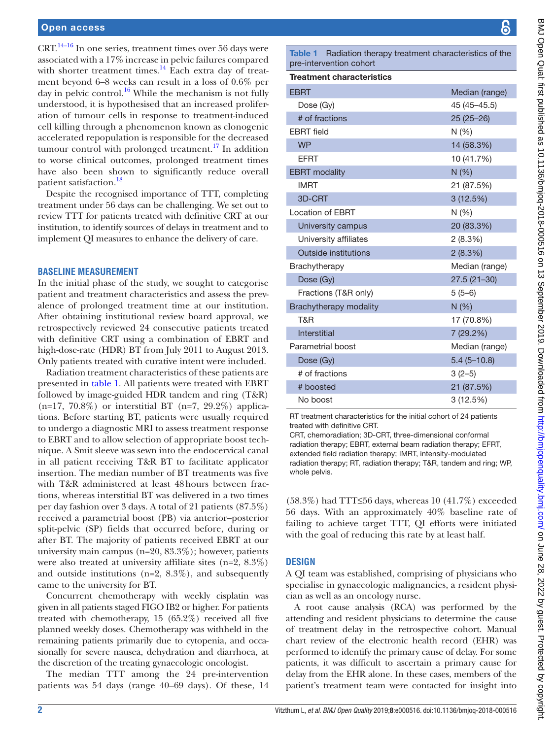CRT.[14–16] In one series, treatment times over 56 days were associated with a 17% increase in pelvic failures compared with shorter treatment times.[14] Each extra day of treatment beyond 6–8 weeks can result in a loss of 0.6% per day in pelvic control.[16] While the mechanism is not fully understood, it is hypothesised that an increased proliferation of tumour cells in response to treatment-induced cell killing through a phenomenon known as clonogenic accelerated repopulation is responsible for the decreased tumour control with prolonged treatment.[17] In addition to worse clinical outcomes, prolonged treatment times have also been shown to significantly reduce overall patient satisfaction.[18]

Despite the recognised importance of TTT, completing treatment under 56 days can be challenging. We set out to review TTT for patients treated with definitive CRT at our institution, to identify sources of delays in treatment and to implement QI measures to enhance the delivery of care.

## BASELINE MEASUREMENT

In the initial phase of the study, we sought to categorise patient and treatment characteristics and assess the prevalence of prolonged treatment time at our institution. After obtaining institutional review board approval, we retrospectively reviewed 24 consecutive patients treated with definitive CRT using a combination of EBRT and high-dose-rate (HDR) BT from July 2011 to August 2013. Only patients treated with curative intent were included.

Radiation treatment characteristics of these patients are presented in table 1. All patients were treated with EBRT followed by image-guided HDR tandem and ring (T&R) (n=17, 70.8%) or interstitial BT (n=7, 29.2%) applications. Before starting BT, patients were usually required to undergo a diagnostic MRI to assess treatment response to EBRT and to allow selection of appropriate boost technique. A Smit sleeve was sewn into the endocervical canal in all patient receiving T&R BT to facilitate applicator insertion. The median number of BT treatments was five with T&R administered at least 48 hours between fractions, whereas interstitial BT was delivered in a two times per day fashion over 3 days. A total of 21 patients (87.5%) received a parametrial boost (PB) via anterior–posterior split-pelvic (SP) fields that occurred before, during or after BT. The majority of patients received EBRT at our university main campus (n=20, 83.3%); however, patients were also treated at university affiliate sites (n=2, 8.3%) and outside institutions (n=2, 8.3%), and subsequently came to the university for BT.

Concurrent chemotherapy with weekly cisplatin was given in all patients staged FIGO IB2 or higher. For patients treated with chemotherapy, 15 (65.2%) received all five planned weekly doses. Chemotherapy was withheld in the remaining patients primarily due to cytopenia, and occasionally for severe nausea, dehydration and diarrhoea, at the discretion of the treating gynaecologic oncologist.

The median TTT among the 24 pre-intervention patients was 54 days (range 40–69 days). Of these, 14 (58.3%) had TTT≤56 days, whereas 10 (41.7%) exceeded 56 days. With an approximately 40% baseline rate of failing to achieve target TTT, QI efforts were initiated with the goal of reducing this rate by at least half.

**Table 1** Radiation therapy treatment characteristics of the pre-intervention cohort

| Treatment characteristics | |
|---|---|
| EBRT | Median (range) |
| Dose (Gy) | 45 (45–45.5) |
| # of fractions | 25 (25–26) |
| EBRT field | N (%) |
| WP | 14 (58.3%) |
| EFRT | 10 (41.7%) |
| EBRT modality | N (%) |
| IMRT | 21 (87.5%) |
| 3D-CRT | 3 (12.5%) |
| Location of EBRT | N (%) |
| University campus | 20 (83.3%) |
| University affiliates | 2 (8.3%) |
| Outside institutions | 2 (8.3%) |
| Brachytherapy | Median (range) |
| Dose (Gy) | 27.5 (21–30) |
| Fractions (T&R only) | 5 (5–6) |
| Brachytherapy modality | N (%) |
| T&R | 17 (70.8%) |
| Interstitial | 7 (29.2%) |
| Parametrial boost | Median (range) |
| Dose (Gy) | 5.4 (5–10.8) |
| # of fractions | 3 (2–5) |
| # boosted | 21 (87.5%) |
| No boost | 3 (12.5%) |

RT treatment characteristics for the initial cohort of 24 patients treated with definitive CRT.
CRT, chemoradiation; 3D-CRT, three-dimensional conformal radiation therapy; EBRT, external beam radiation therapy; EFRT, extended field radiation therapy; IMRT, intensity-modulated radiation therapy; RT, radiation therapy; T&R, tandem and ring; WP, whole pelvis.

## DESIGN

A QI team was established, comprising of physicians who specialise in gynaecologic malignancies, a resident physician as well as an oncology nurse.

A root cause analysis (RCA) was performed by the attending and resident physicians to determine the cause of treatment delay in the retrospective cohort. Manual chart review of the electronic health record (EHR) was performed to identify the primary cause of delay. For some patients, it was difficult to ascertain a primary cause for delay from the EHR alone. In these cases, members of the patient's treatment team were contacted for insight into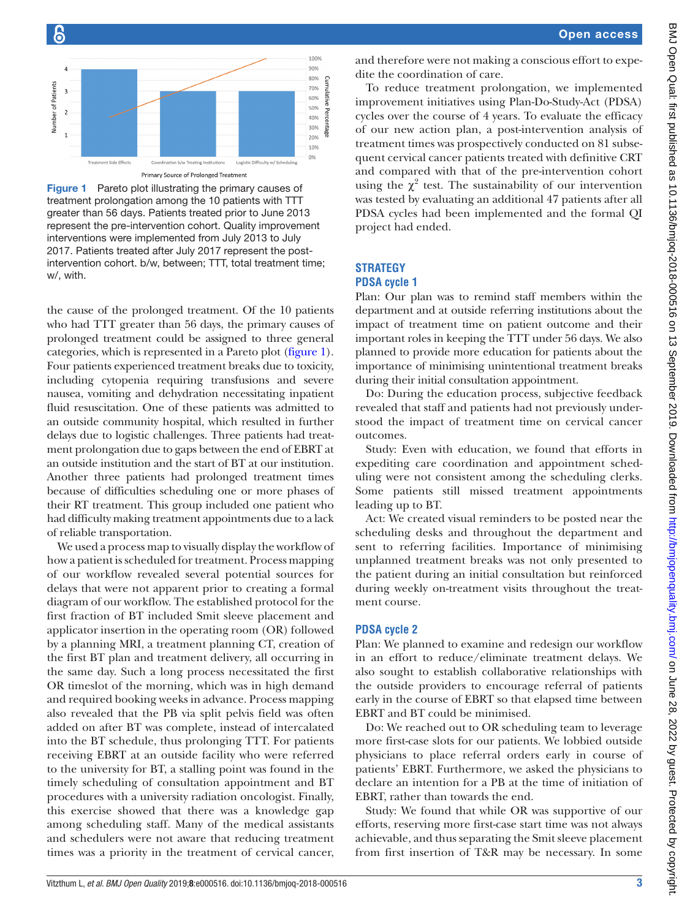Number of Patients

Cumulative Percentage

4
3
2
1

100%
90%
80%
70%
60%
50%
40%
30%
20%
10%
0%

Treatment Side Effects
Coordination b/w Treating Institutions
Logistic Difficulty w/ Scheduling

Primary Source of Prolonged Treatment

**Figure 1** Pareto plot illustrating the primary causes of treatment prolongation among the 10 patients with TTT greater than 56 days. Patients treated prior to June 2013 represent the pre-intervention cohort. Quality improvement interventions were implemented from July 2013 to July 2017. Patients treated after July 2017 represent the post-intervention cohort. b/w, between; TTT, total treatment time; w/, with.

the cause of the prolonged treatment. Of the 10 patients who had TTT greater than 56 days, the primary causes of prolonged treatment could be assigned to three general categories, which is represented in a Pareto plot (figure 1). Four patients experienced treatment breaks due to toxicity, including cytopenia requiring transfusions and severe nausea, vomiting and dehydration necessitating inpatient fluid resuscitation. One of these patients was admitted to an outside community hospital, which resulted in further delays due to logistic challenges. Three patients had treatment prolongation due to gaps between the end of EBRT at an outside institution and the start of BT at our institution. Another three patients had prolonged treatment times because of difficulties scheduling one or more phases of their RT treatment. This group included one patient who had difficulty making treatment appointments due to a lack of reliable transportation.

We used a process map to visually display the workflow of how a patient is scheduled for treatment. Process mapping of our workflow revealed several potential sources for delays that were not apparent prior to creating a formal diagram of our workflow. The established protocol for the first fraction of BT included Smit sleeve placement and applicator insertion in the operating room (OR) followed by a planning MRI, a treatment planning CT, creation of the first BT plan and treatment delivery, all occurring in the same day. Such a long process necessitated the first OR timeslot of the morning, which was in high demand and required booking weeks in advance. Process mapping also revealed that the PB via split pelvis field was often added on after BT was complete, instead of intercalated into the BT schedule, thus prolonging TTT. For patients receiving EBRT at an outside facility who were referred to the university for BT, a stalling point was found in the timely scheduling of consultation appointment and BT procedures with a university radiation oncologist. Finally, this exercise showed that there was a knowledge gap among scheduling staff. Many of the medical assistants and schedulers were not aware that reducing treatment times was a priority in the treatment of cervical cancer, and therefore were not making a conscious effort to expedite the coordination of care.

To reduce treatment prolongation, we implemented improvement initiatives using Plan-Do-Study-Act (PDSA) cycles over the course of 4 years. To evaluate the efficacy of our new action plan, a post-intervention analysis of treatment times was prospectively conducted on 81 subsequent cervical cancer patients treated with definitive CRT and compared with that of the pre-intervention cohort using the $\chi^2$ test. The sustainability of our intervention was tested by evaluating an additional 47 patients after all PDSA cycles had been implemented and the formal QI project had ended.

## STRATEGY

### PDSA cycle 1

Plan: Our plan was to remind staff members within the department and at outside referring institutions about the impact of treatment time on patient outcome and their important roles in keeping the TTT under 56 days. We also planned to provide more education for patients about the importance of minimising unintentional treatment breaks during their initial consultation appointment.

Do: During the education process, subjective feedback revealed that staff and patients had not previously understood the impact of treatment time on cervical cancer outcomes.

Study: Even with education, we found that efforts in expediting care coordination and appointment scheduling were not consistent among the scheduling clerks. Some patients still missed treatment appointments leading up to BT.

Act: We created visual reminders to be posted near the scheduling desks and throughout the department and sent to referring facilities. Importance of minimising unplanned treatment breaks was not only presented to the patient during an initial consultation but reinforced during weekly on-treatment visits throughout the treatment course.

### PDSA cycle 2

Plan: We planned to examine and redesign our workflow in an effort to reduce/eliminate treatment delays. We also sought to establish collaborative relationships with the outside providers to encourage referral of patients early in the course of EBRT so that elapsed time between EBRT and BT could be minimised.

Do: We reached out to OR scheduling team to leverage more first-case slots for our patients. We lobbied outside physicians to place referral orders early in course of patients' EBRT. Furthermore, we asked the physicians to declare an intention for a PB at the time of initiation of EBRT, rather than towards the end.

Study: We found that while OR was supportive of our efforts, reserving more first-case start time was not always achievable, and thus separating the Smit sleeve placement from first insertion of T&R may be necessary. In some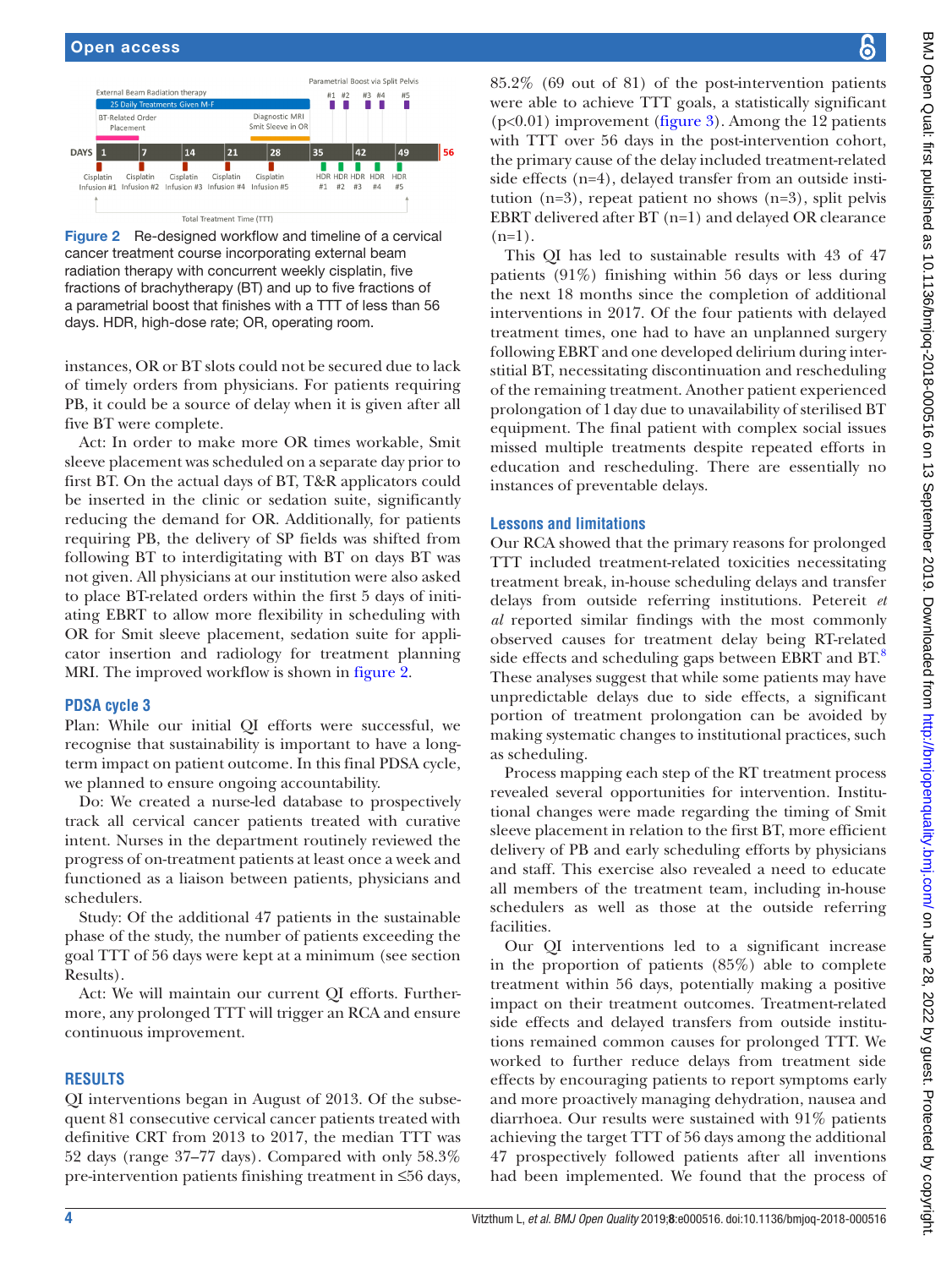Figure 2 Re-designed workflow and timeline of a cervical cancer treatment course incorporating external beam radiation therapy with concurrent weekly cisplatin, five fractions of brachytherapy (BT) and up to five fractions of a parametrial boost that finishes with a TTT of less than 56 days. HDR, high-dose rate; OR, operating room.

instances, OR or BT slots could not be secured due to lack of timely orders from physicians. For patients requiring PB, it could be a source of delay when it is given after all five BT were complete.

Act: In order to make more OR times workable, Smit sleeve placement was scheduled on a separate day prior to first BT. On the actual days of BT, T&R applicators could be inserted in the clinic or sedation suite, significantly reducing the demand for OR. Additionally, for patients requiring PB, the delivery of SP fields was shifted from following BT to interdigitating with BT on days BT was not given. All physicians at our institution were also asked to place BT-related orders within the first 5 days of initiating EBRT to allow more flexibility in scheduling with OR for Smit sleeve placement, sedation suite for applicator insertion and radiology for treatment planning MRI. The improved workflow is shown in figure 2.

### PDSA cycle 3

Plan: While our initial QI efforts were successful, we recognise that sustainability is important to have a long-term impact on patient outcome. In this final PDSA cycle, we planned to ensure ongoing accountability.

Do: We created a nurse-led database to prospectively track all cervical cancer patients treated with curative intent. Nurses in the department routinely reviewed the progress of on-treatment patients at least once a week and functioned as a liaison between patients, physicians and schedulers.

Study: Of the additional 47 patients in the sustainable phase of the study, the number of patients exceeding the goal TTT of 56 days were kept at a minimum (see section Results).

Act: We will maintain our current QI efforts. Furthermore, any prolonged TTT will trigger an RCA and ensure continuous improvement.

## RESULTS

QI interventions began in August of 2013. Of the subsequent 81 consecutive cervical cancer patients treated with definitive CRT from 2013 to 2017, the median TTT was 52 days (range 37–77 days). Compared with only 58.3% pre-intervention patients finishing treatment in ≤56 days, 85.2% (69 out of 81) of the post-intervention patients were able to achieve TTT goals, a statistically significant ($p<0.01$) improvement (figure 3). Among the 12 patients with TTT over 56 days in the post-intervention cohort, the primary cause of the delay included treatment-related side effects (n=4), delayed transfer from an outside institution (n=3), repeat patient no shows (n=3), split pelvis EBRT delivered after BT (n=1) and delayed OR clearance (n=1).

This QI has led to sustainable results with 43 of 47 patients (91%) finishing within 56 days or less during the next 18 months since the completion of additional interventions in 2017. Of the four patients with delayed treatment times, one had to have an unplanned surgery following EBRT and one developed delirium during interstitial BT, necessitating discontinuation and rescheduling of the remaining treatment. Another patient experienced prolongation of 1 day due to unavailability of sterilised BT equipment. The final patient with complex social issues missed multiple treatments despite repeated efforts in education and rescheduling. There are essentially no instances of preventable delays.

### Lessons and limitations

Our RCA showed that the primary reasons for prolonged TTT included treatment-related toxicities necessitating treatment break, in-house scheduling delays and transfer delays from outside referring institutions. Petereit *et al* reported similar findings with the most commonly observed causes for treatment delay being RT-related side effects and scheduling gaps between EBRT and BT.[8] These analyses suggest that while some patients may have unpredictable delays due to side effects, a significant portion of treatment prolongation can be avoided by making systematic changes to institutional practices, such as scheduling.

Process mapping each step of the RT treatment process revealed several opportunities for intervention. Institutional changes were made regarding the timing of Smit sleeve placement in relation to the first BT, more efficient delivery of PB and early scheduling efforts by physicians and staff. This exercise also revealed a need to educate all members of the treatment team, including in-house schedulers as well as those at the outside referring facilities.

Our QI interventions led to a significant increase in the proportion of patients (85%) able to complete treatment within 56 days, potentially making a positive impact on their treatment outcomes. Treatment-related side effects and delayed transfers from outside institutions remained common causes for prolonged TTT. We worked to further reduce delays from treatment side effects by encouraging patients to report symptoms early and more proactively managing dehydration, nausea and diarrhoea. Our results were sustained with 91% patients achieving the target TTT of 56 days among the additional 47 prospectively followed patients after all inventions had been implemented. We found that the process of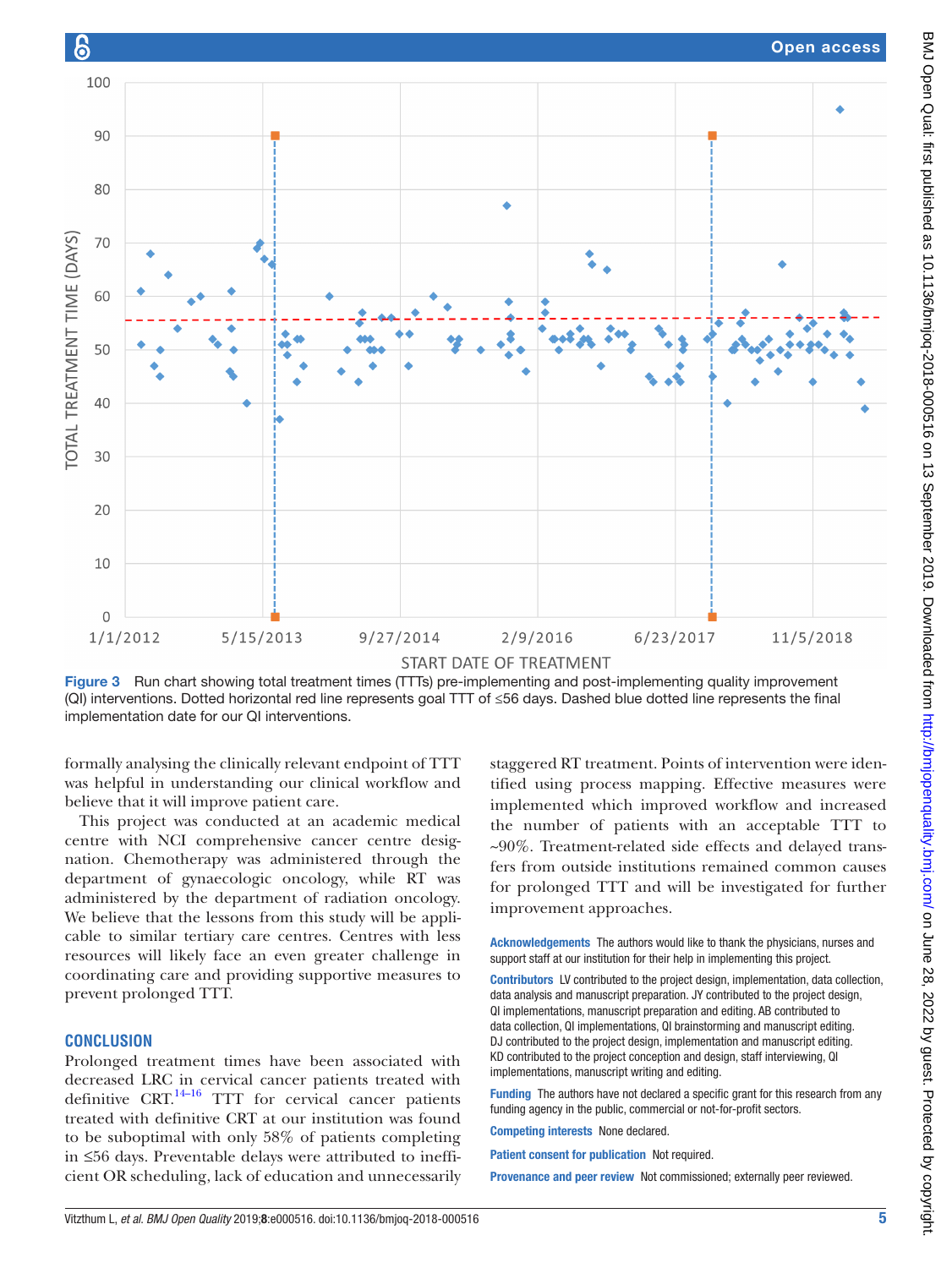100
90
80
70
60
50
40
30
20
10
0

TOTAL TREATMENT TIME (DAYS)

1/1/2012
5/15/2013
9/27/2014
2/9/2016
6/23/2017
11/5/2018

START DATE OF TREATMENT

**Figure 3** Run chart showing total treatment times (TTTs) pre-implementing and post-implementing quality improvement (QI) interventions. Dotted horizontal red line represents goal TTT of ≤56 days. Dashed blue dotted line represents the final implementation date for our QI interventions.

formally analysing the clinically relevant endpoint of TTT was helpful in understanding our clinical workflow and believe that it will improve patient care.

This project was conducted at an academic medical centre with NCI comprehensive cancer centre designation. Chemotherapy was administered through the department of gynaecologic oncology, while RT was administered by the department of radiation oncology. We believe that the lessons from this study will be applicable to similar tertiary care centres. Centres with less resources will likely face an even greater challenge in coordinating care and providing supportive measures to prevent prolonged TTT.

## CONCLUSION

Prolonged treatment times have been associated with decreased LRC in cervical cancer patients treated with definitive CRT.[14–16] TTT for cervical cancer patients treated with definitive CRT at our institution was found to be suboptimal with only 58% of patients completing in ≤56 days. Preventable delays were attributed to inefficient OR scheduling, lack of education and unnecessarily staggered RT treatment. Points of intervention were identified using process mapping. Effective measures were implemented which improved workflow and increased the number of patients with an acceptable TTT to ~90%. Treatment-related side effects and delayed transfers from outside institutions remained common causes for prolonged TTT and will be investigated for further improvement approaches.

**Acknowledgements** The authors would like to thank the physicians, nurses and support staff at our institution for their help in implementing this project.

**Contributors** LV contributed to the project design, implementation, data collection, data analysis and manuscript preparation. JY contributed to the project design, QI implementations, manuscript preparation and editing. AB contributed to data collection, QI implementations, QI brainstorming and manuscript editing. DJ contributed to the project design, implementation and manuscript editing. KD contributed to the project conception and design, staff interviewing, QI implementations, manuscript writing and editing.

**Funding** The authors have not declared a specific grant for this research from any funding agency in the public, commercial or not-for-profit sectors.

**Competing interests** None declared.

**Patient consent for publication** Not required.

**Provenance and peer review** Not commissioned; externally peer reviewed.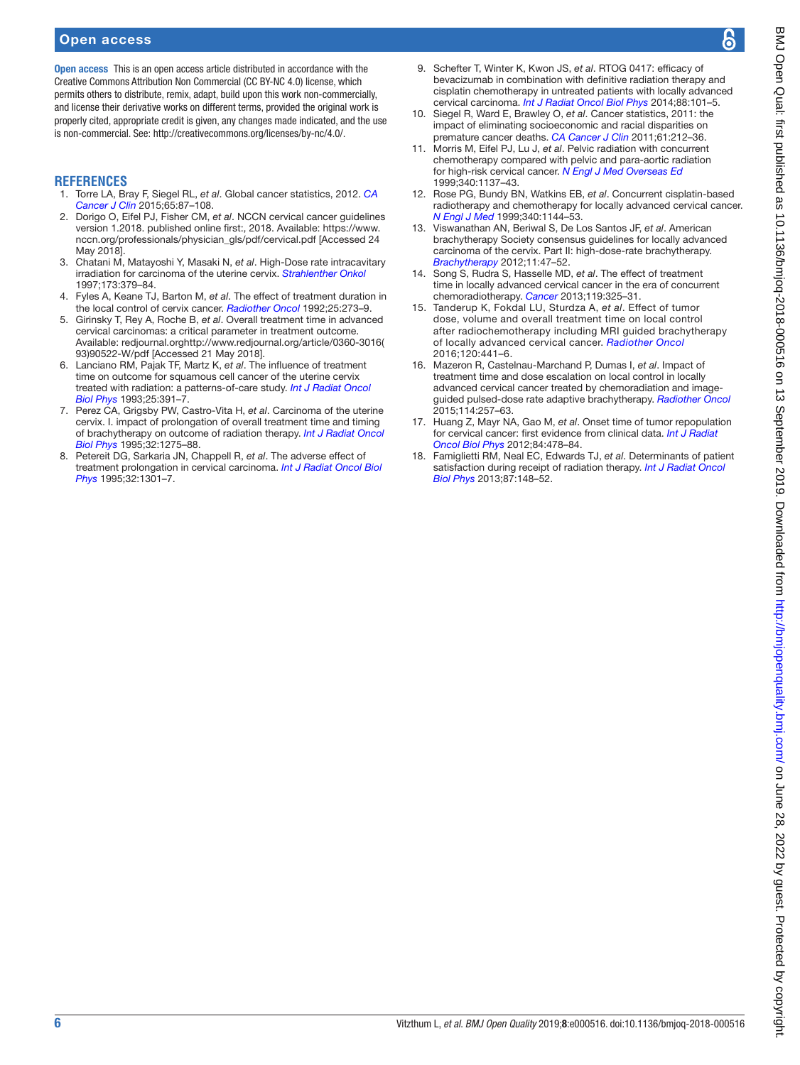**Open access** This is an open access article distributed in accordance with the Creative Commons Attribution Non Commercial (CC BY-NC 4.0) license, which permits others to distribute, remix, adapt, build upon this work non-commercially, and license their derivative works on different terms, provided the original work is properly cited, appropriate credit is given, any changes made indicated, and the use is non-commercial. See: http://creativecommons.org/licenses/by-nc/4.0/.

## REFERENCES

1. Torre LA, Bray F, Siegel RL, *et al*. Global cancer statistics, 2012. *CA Cancer J Clin* 2015;65:87–108.
2. Dorigo O, Eifel PJ, Fisher CM, *et al*. NCCN cervical cancer guidelines version 1.2018. published online first:, 2018. Available: https://www.nccn.org/professionals/physician_gls/pdf/cervical.pdf [Accessed 24 May 2018].
3. Chatani M, Matayoshi Y, Masaki N, *et al*. High-Dose rate intracavitary irradiation for carcinoma of the uterine cervix. *Strahlenther Onkol* 1997;173:379–84.
4. Fyles A, Keane TJ, Barton M, *et al*. The effect of treatment duration in the local control of cervix cancer. *Radiother Oncol* 1992;25:273–9.
5. Girinsky T, Rey A, Roche B, *et al*. Overall treatment time in advanced cervical carcinomas: a critical parameter in treatment outcome. Available: redjournal.orghttp://www.redjournal.org/article/0360-3016(93)90522-W/pdf [Accessed 21 May 2018].
6. Lanciano RM, Pajak TF, Martz K, *et al*. The influence of treatment time on outcome for squamous cell cancer of the uterine cervix treated with radiation: a patterns-of-care study. *Int J Radiat Oncol Biol Phys* 1993;25:391–7.
7. Perez CA, Grigsby PW, Castro-Vita H, *et al*. Carcinoma of the uterine cervix. I. impact of prolongation of overall treatment time and timing of brachytherapy on outcome of radiation therapy. *Int J Radiat Oncol Biol Phys* 1995;32:1275–88.
8. Petereit DG, Sarkaria JN, Chappell R, *et al*. The adverse effect of treatment prolongation in cervical carcinoma. *Int J Radiat Oncol Biol Phys* 1995;32:1301–7.
9. Schefter T, Winter K, Kwon JS, *et al*. RTOG 0417: efficacy of bevacizumab in combination with definitive radiation therapy and cisplatin chemotherapy in untreated patients with locally advanced cervical carcinoma. *Int J Radiat Oncol Biol Phys* 2014;88:101–5.
10. Siegel R, Ward E, Brawley O, *et al*. Cancer statistics, 2011: the impact of eliminating socioeconomic and racial disparities on premature cancer deaths. *CA Cancer J Clin* 2011;61:212–36.
11. Morris M, Eifel PJ, Lu J, *et al*. Pelvic radiation with concurrent chemotherapy compared with pelvic and para-aortic radiation for high-risk cervical cancer. *N Engl J Med Overseas Ed* 1999;340:1137–43.
12. Rose PG, Bundy BN, Watkins EB, *et al*. Concurrent cisplatin-based radiotherapy and chemotherapy for locally advanced cervical cancer. *N Engl J Med* 1999;340:1144–53.
13. Viswanathan AN, Beriwal S, De Los Santos JF, *et al*. American brachytherapy Society consensus guidelines for locally advanced carcinoma of the cervix. Part II: high-dose-rate brachytherapy. *Brachytherapy* 2012;11:47–52.
14. Song S, Rudra S, Hasselle MD, *et al*. The effect of treatment time in locally advanced cervical cancer in the era of concurrent chemoradiotherapy. *Cancer* 2013;119:325–31.
15. Tanderup K, Fokdal LU, Sturdza A, *et al*. Effect of tumor dose, volume and overall treatment time on local control after radiochemotherapy including MRI guided brachytherapy of locally advanced cervical cancer. *Radiother Oncol* 2016;120:441–6.
16. Mazeron R, Castelnau-Marchand P, Dumas I, *et al*. Impact of treatment time and dose escalation on local control in locally advanced cervical cancer treated by chemoradiation and image-guided pulsed-dose rate adaptive brachytherapy. *Radiother Oncol* 2015;114:257–63.
17. Huang Z, Mayr NA, Gao M, *et al*. Onset time of tumor repopulation for cervical cancer: first evidence from clinical data. *Int J Radiat Oncol Biol Phys* 2012;84:478–84.
18. Famiglietti RM, Neal EC, Edwards TJ, *et al*. Determinants of patient satisfaction during receipt of radiation therapy. *Int J Radiat Oncol Biol Phys* 2013;87:148–52.